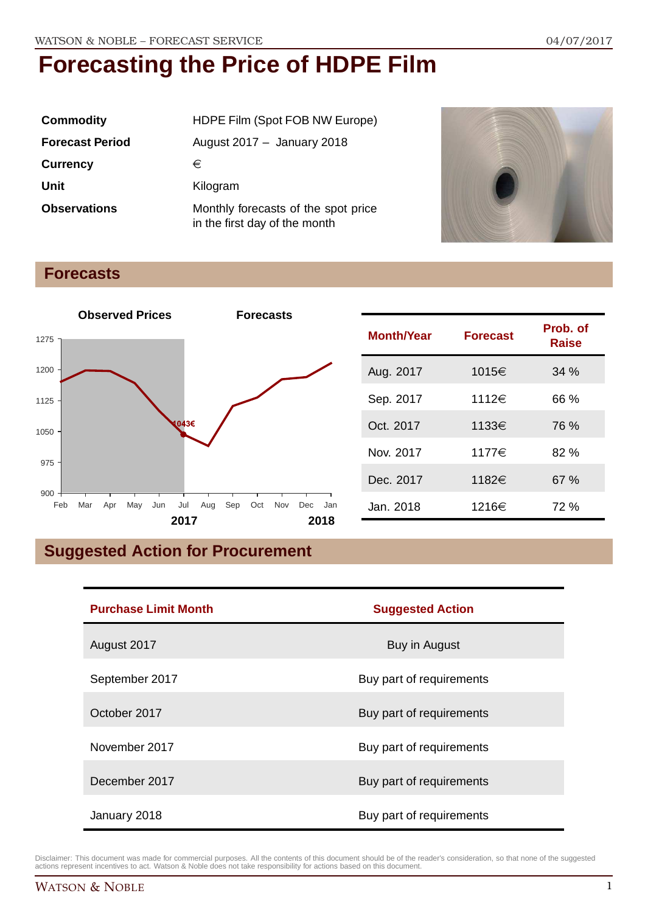# Forecasting the Price of HDPE Film

| | |
|---|---|
| **Commodity** | HDPE Film (Spot FOB NW Europe) |
| **Forecast Period** | August 2017 – January 2018 |
| **Currency** | € |
| **Unit** | Kilogram |
| **Observations** | Monthly forecasts of the spot price in the first day of the month |

## Forecasts

| Month/Year | Forecast | Prob. of Raise |
|---|---|---|
| Aug. 2017 | 1015€ | 34 % |
| Sep. 2017 | 1112€ | 66 % |
| Oct. 2017 | 1133€ | 76 % |
| Nov. 2017 | 1177€ | 82 % |
| Dec. 2017 | 1182€ | 67 % |
| Jan. 2018 | 1216€ | 72 % |

## Suggested Action for Procurement

| Purchase Limit Month | Suggested Action |
|---|---|
| August 2017 | Buy in August |
| September 2017 | Buy part of requirements |
| October 2017 | Buy part of requirements |
| November 2017 | Buy part of requirements |
| December 2017 | Buy part of requirements |
| January 2018 | Buy part of requirements |

Disclaimer: This document was made for commercial purposes. All the contents of this document should be of the reader's consideration, so that none of the suggested actions represent incentives to act. Watson & Noble does not take responsibility for actions based on this document.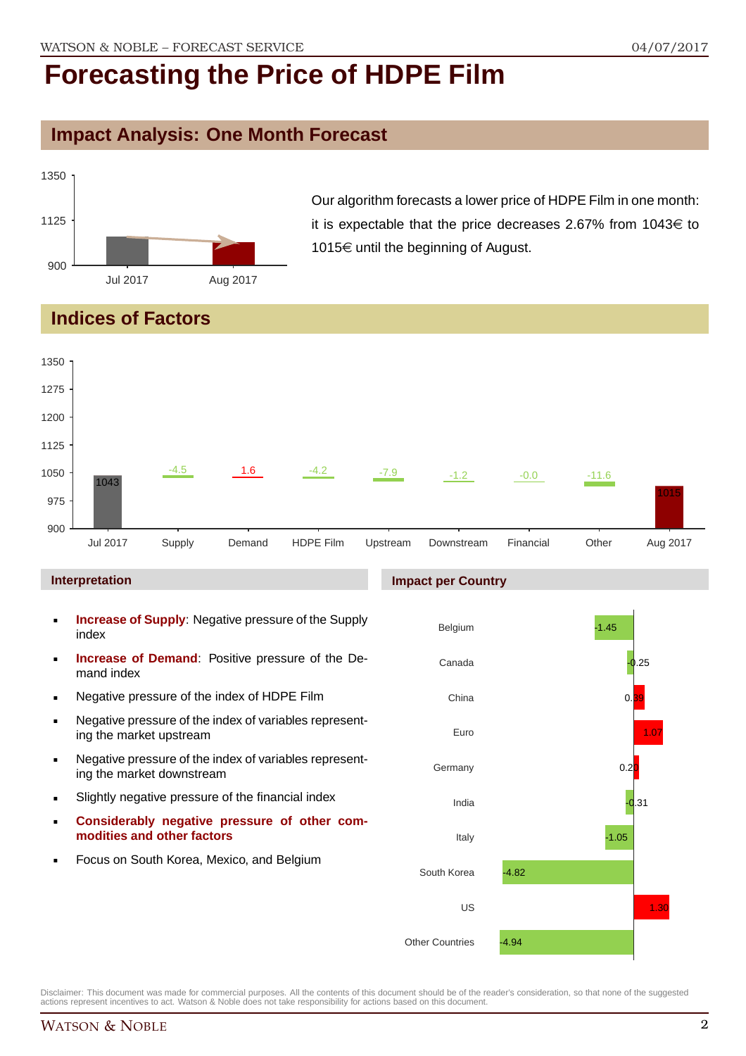# Forecasting the Price of HDPE Film

## Impact Analysis: One Month Forecast

Our algorithm forecasts a lower price of HDPE Film in one month: it is expectable that the price decreases 2.67% from 1043€ to 1015€ until the beginning of August.

## Indices of Factors

| | Jul 2017 | Supply | Demand | HDPE Film | Upstream | Downstream | Financial | Other | Aug 2017 |
|---|---|---|---|---|---|---|---|---|---|
| Value | 1043 | -4.5 | 1.6 | -4.2 | -7.9 | -1.2 | -0.0 | -11.6 | 1015 |

### Interpretation

- **Increase of Supply**: Negative pressure of the Supply index
- **Increase of Demand**: Positive pressure of the Demand index
- Negative pressure of the index of HDPE Film
- Negative pressure of the index of variables representing the market upstream
- Negative pressure of the index of variables representing the market downstream
- Slightly negative pressure of the financial index
- **Considerably negative pressure of other commodities and other factors**
- Focus on South Korea, Mexico, and Belgium

### Impact per Country

| Country | Impact |
|---|---|
| Belgium | -1.45 |
| Canada | -0.25 |
| China | 0.39 |
| Euro | 1.07 |
| Germany | 0.20 |
| India | -0.31 |
| Italy | -1.05 |
| South Korea | -4.82 |
| US | 1.30 |
| Other Countries | -4.94 |

Disclaimer: This document was made for commercial purposes. All the contents of this document should be of the reader's consideration, so that none of the suggested actions represent incentives to act. Watson & Noble does not take responsibility for actions based on this document.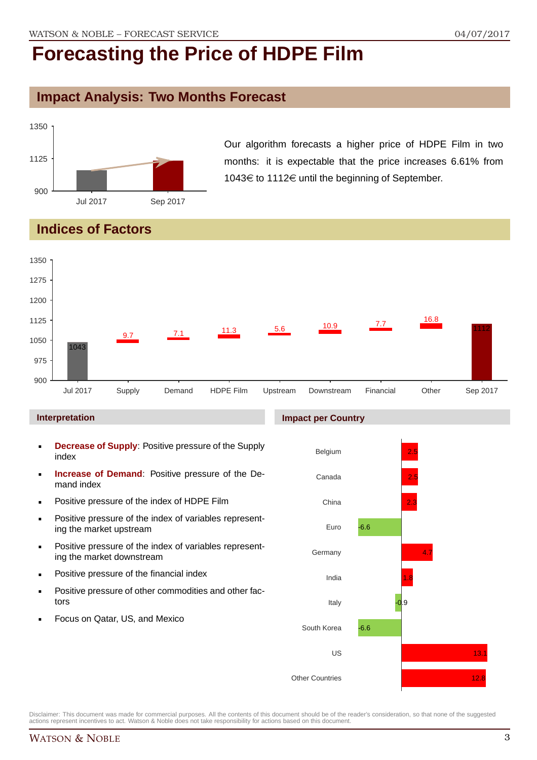# Forecasting the Price of HDPE Film

## Impact Analysis: Two Months Forecast

| | Price |
|---|---|
| Jul 2017 | 1043 |
| Sep 2017 | 1112 |

Our algorithm forecasts a higher price of HDPE Film in two months: it is expectable that the price increases 6.61% from 1043€ to 1112€ until the beginning of September.

## Indices of Factors

| Factor | Value |
|---|---|
| Jul 2017 | 1043 |
| Supply | 9.7 |
| Demand | 7.1 |
| HDPE Film | 11.3 |
| Upstream | 5.6 |
| Downstream | 10.9 |
| Financial | 7.7 |
| Other | 16.8 |
| Sep 2017 | 1112 |

### Interpretation

- **Decrease of Supply**: Positive pressure of the Supply index
- **Increase of Demand**: Positive pressure of the Demand index
- Positive pressure of the index of HDPE Film
- Positive pressure of the index of variables representing the market upstream
- Positive pressure of the index of variables representing the market downstream
- Positive pressure of the financial index
- Positive pressure of other commodities and other factors
- Focus on Qatar, US, and Mexico

### Impact per Country

| Country | Impact |
|---|---|
| Belgium | 2.5 |
| Canada | 2.5 |
| China | 2.3 |
| Euro | -6.6 |
| Germany | 4.7 |
| India | 1.8 |
| Italy | -0.9 |
| South Korea | -6.6 |
| US | 13.1 |
| Other Countries | 12.8 |

Disclaimer: This document was made for commercial purposes. All the contents of this document should be of the reader's consideration, so that none of the suggested actions represent incentives to act. Watson & Noble does not take responsibility for actions based on this document.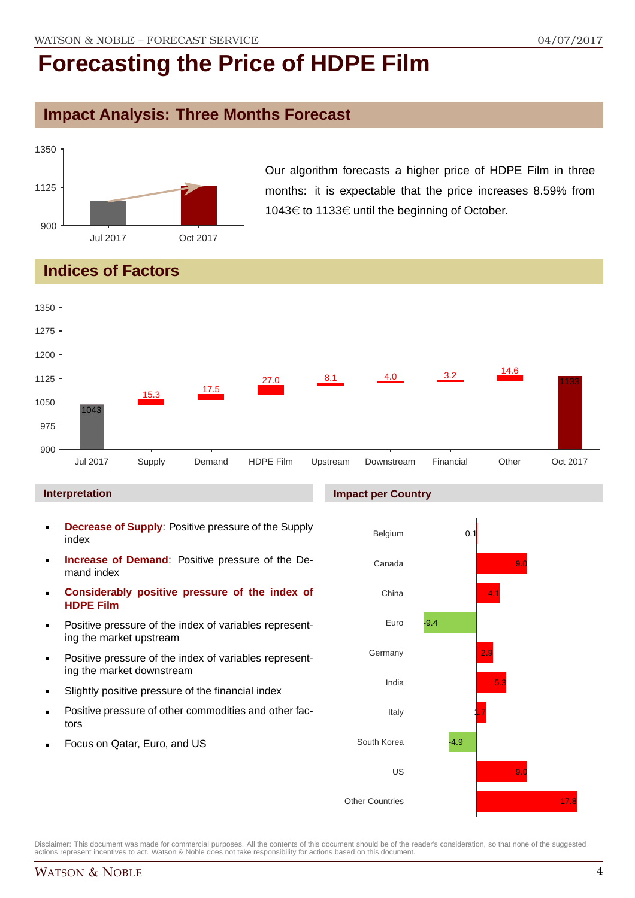# Forecasting the Price of HDPE Film

## Impact Analysis: Three Months Forecast

| | Price |
|---|---|
| Jul 2017 | 1043 |
| Oct 2017 | 1133 |

Our algorithm forecasts a higher price of HDPE Film in three months: it is expectable that the price increases 8.59% from 1043€ to 1133€ until the beginning of October.

## Indices of Factors

| Jul 2017 | Supply | Demand | HDPE Film | Upstream | Downstream | Financial | Other | Oct 2017 |
|---|---|---|---|---|---|---|---|---|
| 1043 | 15.3 | 17.5 | 27.0 | 8.1 | 4.0 | 3.2 | 14.6 | 1133 |

### Interpretation

- **Decrease of Supply**: Positive pressure of the Supply index
- **Increase of Demand**: Positive pressure of the Demand index
- **Considerably positive pressure of the index of HDPE Film**
- Positive pressure of the index of variables representing the market upstream
- Positive pressure of the index of variables representing the market downstream
- Slightly positive pressure of the financial index
- Positive pressure of other commodities and other factors
- Focus on Qatar, Euro, and US

### Impact per Country

| Country | Impact |
|---|---|
| Belgium | 0.1 |
| Canada | 9.0 |
| China | 4.1 |
| Euro | -9.4 |
| Germany | 2.9 |
| India | 5.3 |
| Italy | 1.7 |
| South Korea | -4.9 |
| US | 9.0 |
| Other Countries | 17.8 |

Disclaimer: This document was made for commercial purposes. All the contents of this document should be of the reader's consideration, so that none of the suggested actions represent incentives to act. Watson & Noble does not take responsibility for actions based on this document.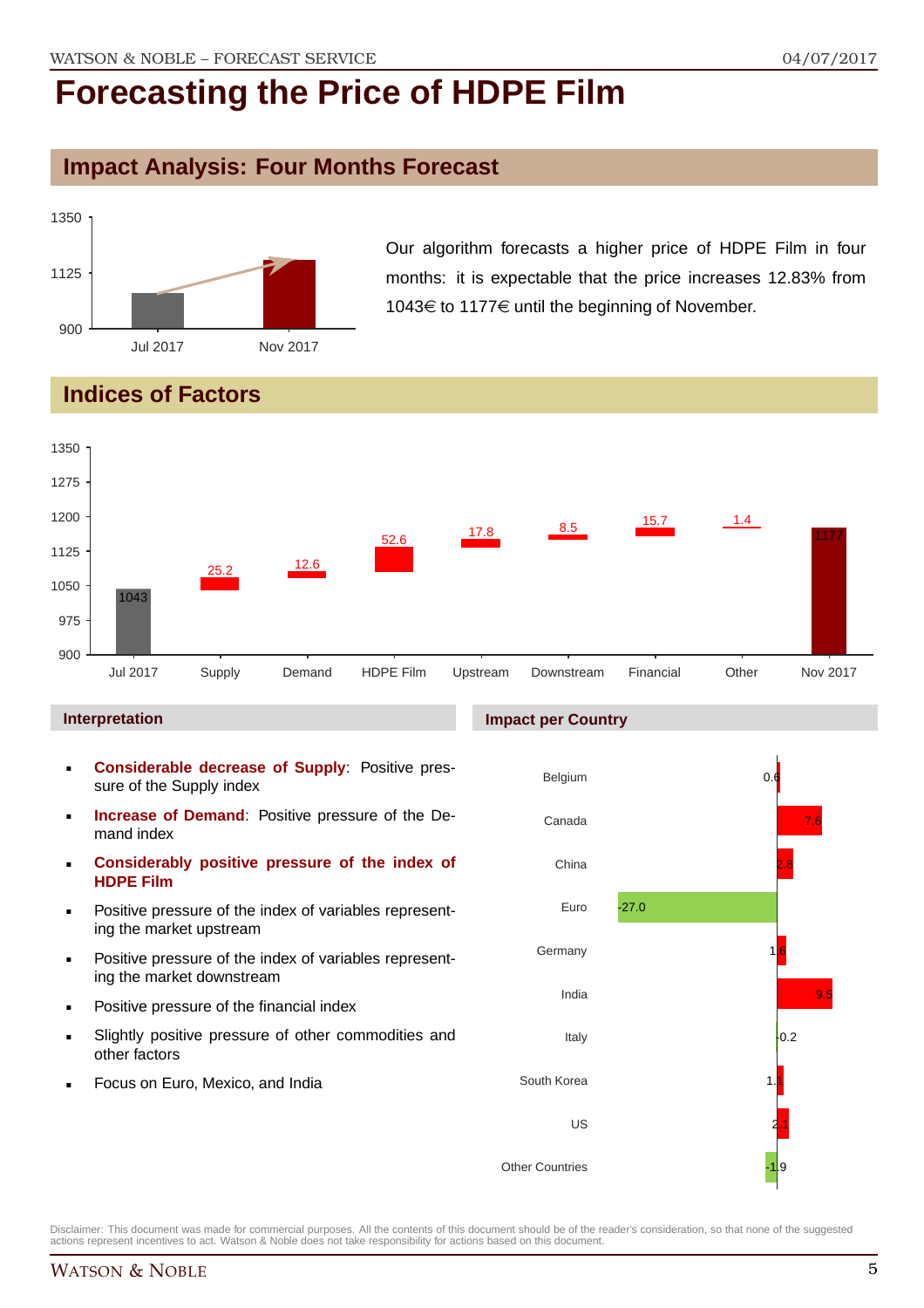# Forecasting the Price of HDPE Film

## Impact Analysis: Four Months Forecast

Our algorithm forecasts a higher price of HDPE Film in four months: it is expectable that the price increases 12.83% from 1043€ to 1177€ until the beginning of November.

## Indices of Factors

| Factor | Value |
| --- | --- |
| Jul 2017 | 1043 |
| Supply | 25.2 |
| Demand | 12.6 |
| HDPE Film | 52.6 |
| Upstream | 17.8 |
| Downstream | 8.5 |
| Financial | 15.7 |
| Other | 1.4 |
| Nov 2017 | 1177 |

### Interpretation

- **Considerable decrease of Supply**: Positive pressure of the Supply index
- **Increase of Demand**: Positive pressure of the Demand index
- **Considerably positive pressure of the index of HDPE Film**
- Positive pressure of the index of variables representing the market upstream
- Positive pressure of the index of variables representing the market downstream
- Positive pressure of the financial index
- Slightly positive pressure of other commodities and other factors
- Focus on Euro, Mexico, and India

### Impact per Country

| Country | Impact |
| --- | --- |
| Belgium | 0.6 |
| Canada | 7.6 |
| China | 2.8 |
| Euro | -27.0 |
| Germany | 1.6 |
| India | 9.5 |
| Italy | -0.2 |
| South Korea | 1.1 |
| US | 2.1 |
| Other Countries | -1.9 |

Disclaimer: This document was made for commercial purposes. All the contents of this document should be of the reader's consideration, so that none of the suggested actions represent incentives to act. Watson & Noble does not take responsibility for actions based on this document.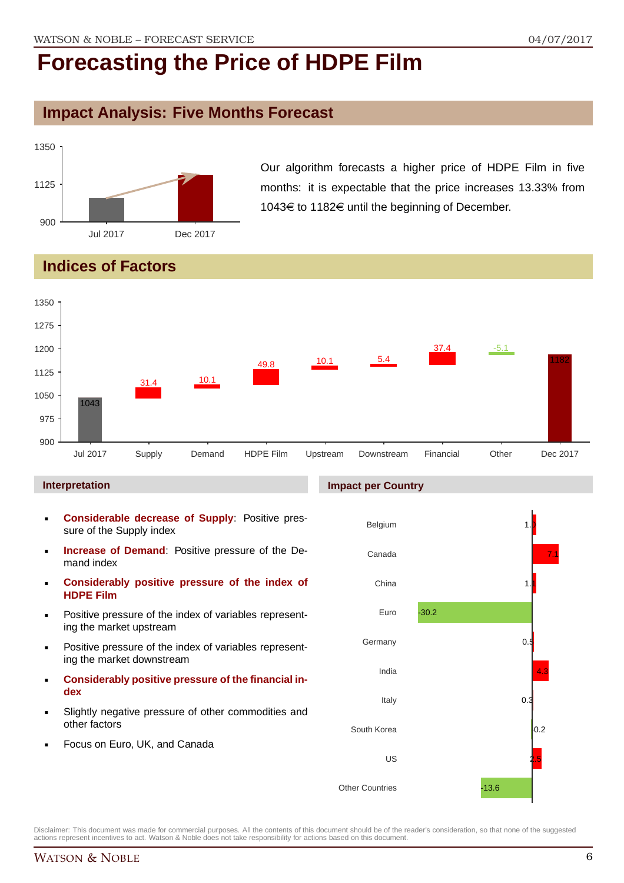# Forecasting the Price of HDPE Film

## Impact Analysis: Five Months Forecast

Our algorithm forecasts a higher price of HDPE Film in five months: it is expectable that the price increases 13.33% from 1043€ to 1182€ until the beginning of December.

## Indices of Factors

| Factor | Value |
|---|---|
| Jul 2017 | 1043 |
| Supply | 31.4 |
| Demand | 10.1 |
| HDPE Film | 49.8 |
| Upstream | 10.1 |
| Downstream | 5.4 |
| Financial | 37.4 |
| Other | -5.1 |
| Dec 2017 | 1182 |

### Interpretation

- **Considerable decrease of Supply**: Positive pressure of the Supply index
- **Increase of Demand**: Positive pressure of the Demand index
- **Considerably positive pressure of the index of HDPE Film**
- Positive pressure of the index of variables representing the market upstream
- Positive pressure of the index of variables representing the market downstream
- **Considerably positive pressure of the financial index**
- Slightly negative pressure of other commodities and other factors
- Focus on Euro, UK, and Canada

### Impact per Country

| Country | Impact |
|---|---|
| Belgium | 1.0 |
| Canada | 7.1 |
| China | 1.1 |
| Euro | -30.2 |
| Germany | 0.5 |
| India | 4.3 |
| Italy | 0.3 |
| South Korea | -0.2 |
| US | 2.5 |
| Other Countries | -13.6 |

Disclaimer: This document was made for commercial purposes. All the contents of this document should be of the reader's consideration, so that none of the suggested actions represent incentives to act. Watson & Noble does not take responsibility for actions based on this document.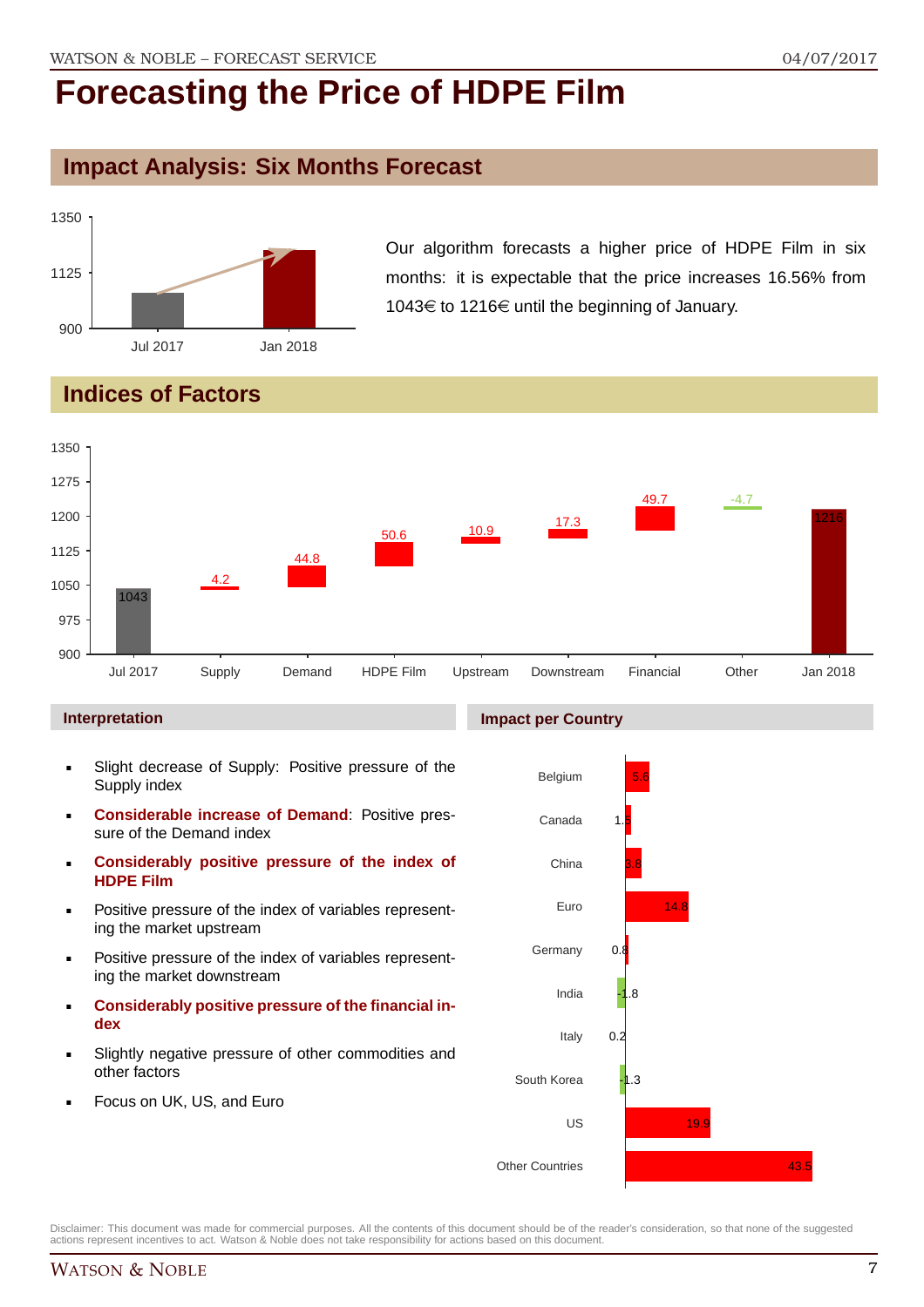# Forecasting the Price of HDPE Film

## Impact Analysis: Six Months Forecast

Our algorithm forecasts a higher price of HDPE Film in six months: it is expectable that the price increases 16.56% from 1043€ to 1216€ until the beginning of January.

## Indices of Factors

| Factor | Value |
|---|---|
| Jul 2017 | 1043 |
| Supply | 4.2 |
| Demand | 44.8 |
| HDPE Film | 50.6 |
| Upstream | 10.9 |
| Downstream | 17.3 |
| Financial | 49.7 |
| Other | -4.7 |
| Jan 2018 | 1216 |

### Interpretation

- Slight decrease of Supply: Positive pressure of the Supply index
- **Considerable increase of Demand**: Positive pressure of the Demand index
- **Considerably positive pressure of the index of HDPE Film**
- Positive pressure of the index of variables representing the market upstream
- Positive pressure of the index of variables representing the market downstream
- **Considerably positive pressure of the financial index**
- Slightly negative pressure of other commodities and other factors
- Focus on UK, US, and Euro

### Impact per Country

| Country | Impact |
|---|---|
| Belgium | 5.6 |
| Canada | 1.5 |
| China | 3.8 |
| Euro | 14.8 |
| Germany | 0.8 |
| India | -1.8 |
| Italy | 0.2 |
| South Korea | -1.3 |
| US | 19.9 |
| Other Countries | 43.5 |

Disclaimer: This document was made for commercial purposes. All the contents of this document should be of the reader's consideration, so that none of the suggested actions represent incentives to act. Watson & Noble does not take responsibility for actions based on this document.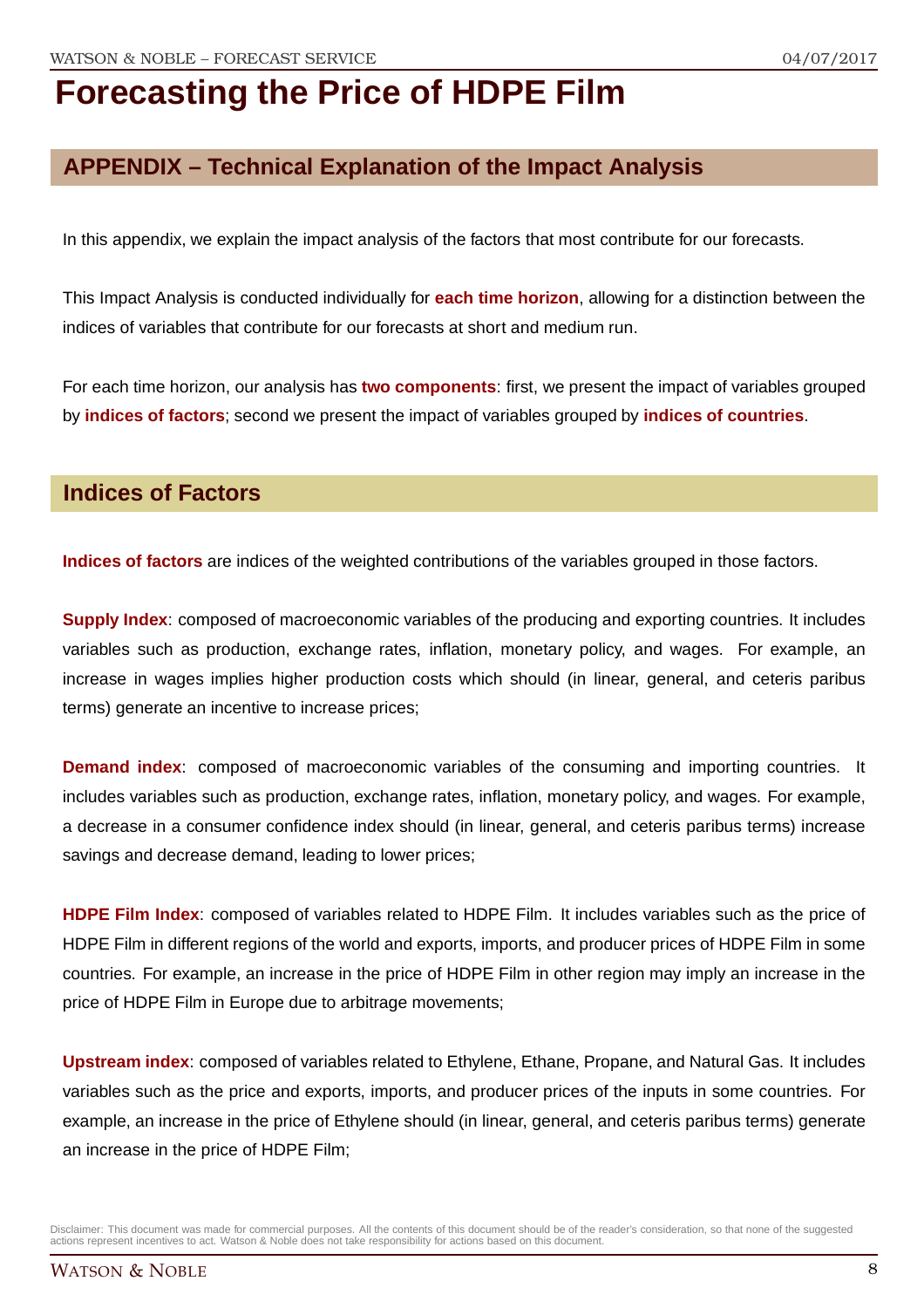# Forecasting the Price of HDPE Film

## APPENDIX – Technical Explanation of the Impact Analysis

In this appendix, we explain the impact analysis of the factors that most contribute for our forecasts.

This Impact Analysis is conducted individually for **each time horizon**, allowing for a distinction between the indices of variables that contribute for our forecasts at short and medium run.

For each time horizon, our analysis has **two components**: first, we present the impact of variables grouped by **indices of factors**; second we present the impact of variables grouped by **indices of countries**.

## Indices of Factors

**Indices of factors** are indices of the weighted contributions of the variables grouped in those factors.

**Supply Index**: composed of macroeconomic variables of the producing and exporting countries. It includes variables such as production, exchange rates, inflation, monetary policy, and wages. For example, an increase in wages implies higher production costs which should (in linear, general, and ceteris paribus terms) generate an incentive to increase prices;

**Demand index**: composed of macroeconomic variables of the consuming and importing countries. It includes variables such as production, exchange rates, inflation, monetary policy, and wages. For example, a decrease in a consumer confidence index should (in linear, general, and ceteris paribus terms) increase savings and decrease demand, leading to lower prices;

**HDPE Film Index**: composed of variables related to HDPE Film. It includes variables such as the price of HDPE Film in different regions of the world and exports, imports, and producer prices of HDPE Film in some countries. For example, an increase in the price of HDPE Film in other region may imply an increase in the price of HDPE Film in Europe due to arbitrage movements;

**Upstream index**: composed of variables related to Ethylene, Ethane, Propane, and Natural Gas. It includes variables such as the price and exports, imports, and producer prices of the inputs in some countries. For example, an increase in the price of Ethylene should (in linear, general, and ceteris paribus terms) generate an increase in the price of HDPE Film;

Disclaimer: This document was made for commercial purposes. All the contents of this document should be of the reader's consideration, so that none of the suggested actions represent incentives to act. Watson & Noble does not take responsibility for actions based on this document.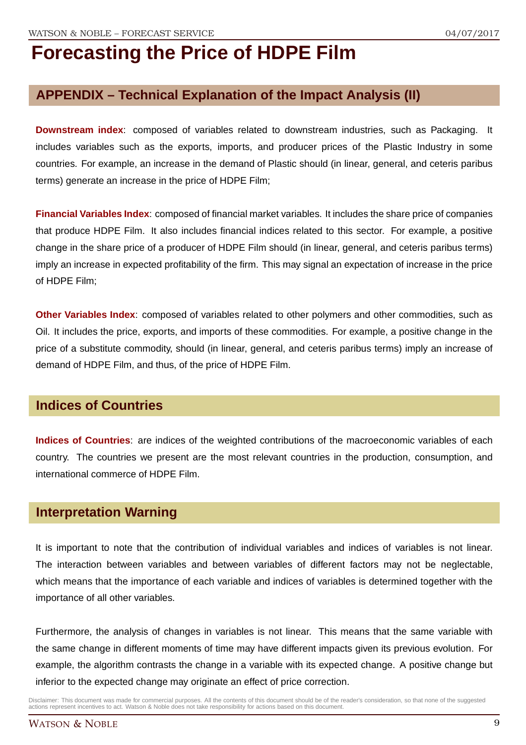# Forecasting the Price of HDPE Film

## APPENDIX – Technical Explanation of the Impact Analysis (II)

**Downstream index**: composed of variables related to downstream industries, such as Packaging. It includes variables such as the exports, imports, and producer prices of the Plastic Industry in some countries. For example, an increase in the demand of Plastic should (in linear, general, and ceteris paribus terms) generate an increase in the price of HDPE Film;

**Financial Variables Index**: composed of financial market variables. It includes the share price of companies that produce HDPE Film. It also includes financial indices related to this sector. For example, a positive change in the share price of a producer of HDPE Film should (in linear, general, and ceteris paribus terms) imply an increase in expected profitability of the firm. This may signal an expectation of increase in the price of HDPE Film;

**Other Variables Index**: composed of variables related to other polymers and other commodities, such as Oil. It includes the price, exports, and imports of these commodities. For example, a positive change in the price of a substitute commodity, should (in linear, general, and ceteris paribus terms) imply an increase of demand of HDPE Film, and thus, of the price of HDPE Film.

## Indices of Countries

**Indices of Countries**: are indices of the weighted contributions of the macroeconomic variables of each country. The countries we present are the most relevant countries in the production, consumption, and international commerce of HDPE Film.

## Interpretation Warning

It is important to note that the contribution of individual variables and indices of variables is not linear. The interaction between variables and between variables of different factors may not be neglectable, which means that the importance of each variable and indices of variables is determined together with the importance of all other variables.

Furthermore, the analysis of changes in variables is not linear. This means that the same variable with the same change in different moments of time may have different impacts given its previous evolution. For example, the algorithm contrasts the change in a variable with its expected change. A positive change but inferior to the expected change may originate an effect of price correction.

Disclaimer: This document was made for commercial purposes. All the contents of this document should be of the reader's consideration, so that none of the suggested actions represent incentives to act. Watson & Noble does not take responsibility for actions based on this document.